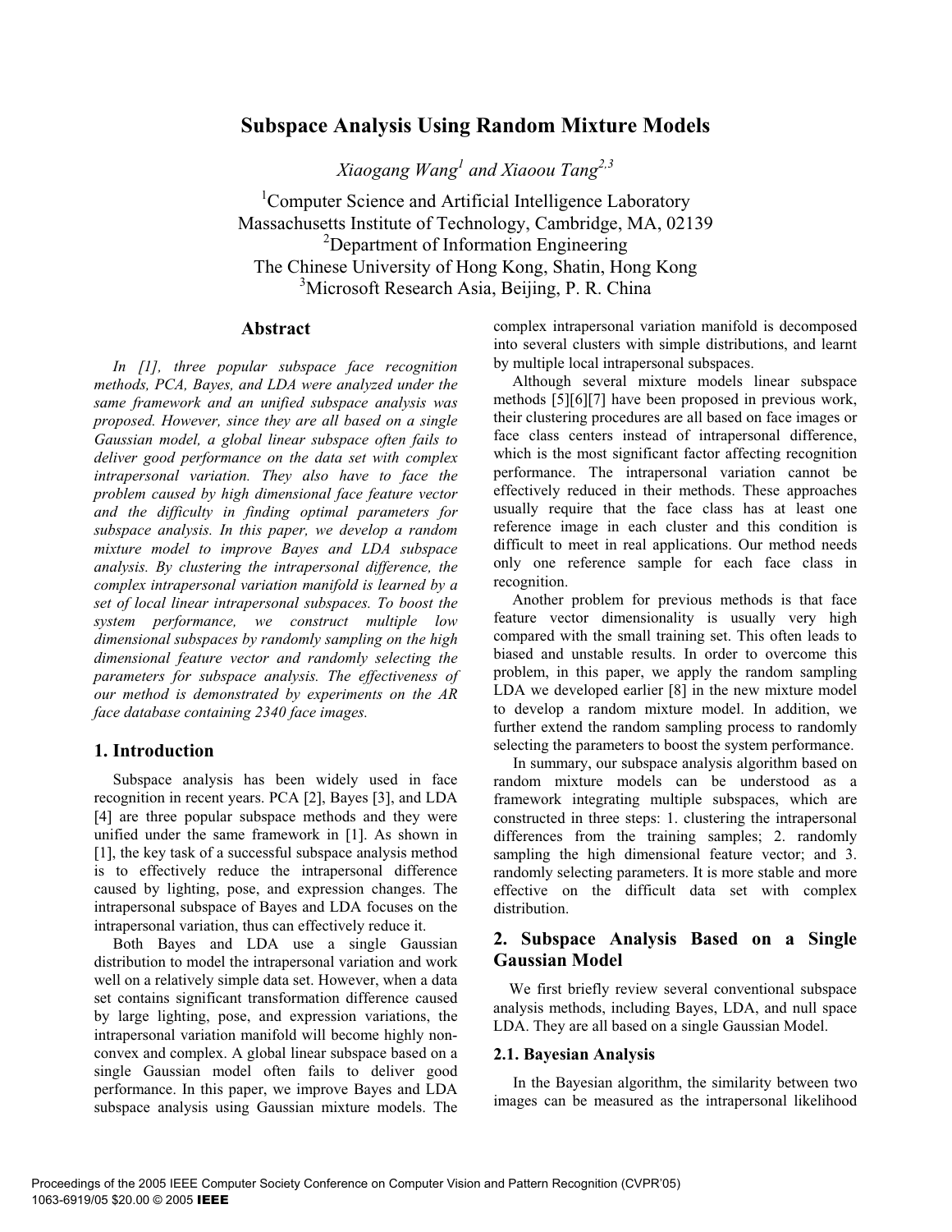# Subspace Analysis Using Random Mixture Models

*Xiaogang Wang[1] and Xiaoou Tang[2,3]*

[1]Computer Science and Artificial Intelligence Laboratory
Massachusetts Institute of Technology, Cambridge, MA, 02139
[2]Department of Information Engineering
The Chinese University of Hong Kong, Shatin, Hong Kong
[3]Microsoft Research Asia, Beijing, P. R. China

## Abstract

*In [1], three popular subspace face recognition methods, PCA, Bayes, and LDA were analyzed under the same framework and an unified subspace analysis was proposed. However, since they are all based on a single Gaussian model, a global linear subspace often fails to deliver good performance on the data set with complex intrapersonal variation. They also have to face the problem caused by high dimensional face feature vector and the difficulty in finding optimal parameters for subspace analysis. In this paper, we develop a random mixture model to improve Bayes and LDA subspace analysis. By clustering the intrapersonal difference, the complex intrapersonal variation manifold is learned by a set of local linear intrapersonal subspaces. To boost the system performance, we construct multiple low dimensional subspaces by randomly sampling on the high dimensional feature vector and randomly selecting the parameters for subspace analysis. The effectiveness of our method is demonstrated by experiments on the AR face database containing 2340 face images.*

## 1. Introduction

Subspace analysis has been widely used in face recognition in recent years. PCA [2], Bayes [3], and LDA [4] are three popular subspace methods and they were unified under the same framework in [1]. As shown in [1], the key task of a successful subspace analysis method is to effectively reduce the intrapersonal difference caused by lighting, pose, and expression changes. The intrapersonal subspace of Bayes and LDA focuses on the intrapersonal variation, thus can effectively reduce it.

Both Bayes and LDA use a single Gaussian distribution to model the intrapersonal variation and work well on a relatively simple data set. However, when a data set contains significant transformation difference caused by large lighting, pose, and expression variations, the intrapersonal variation manifold will become highly non-convex and complex. A global linear subspace based on a single Gaussian model often fails to deliver good performance. In this paper, we improve Bayes and LDA subspace analysis using Gaussian mixture models. The complex intrapersonal variation manifold is decomposed into several clusters with simple distributions, and learnt by multiple local intrapersonal subspaces.

Although several mixture models linear subspace methods [5][6][7] have been proposed in previous work, their clustering procedures are all based on face images or face class centers instead of intrapersonal difference, which is the most significant factor affecting recognition performance. The intrapersonal variation cannot be effectively reduced in their methods. These approaches usually require that the face class has at least one reference image in each cluster and this condition is difficult to meet in real applications. Our method needs only one reference sample for each face class in recognition.

Another problem for previous methods is that face feature vector dimensionality is usually very high compared with the small training set. This often leads to biased and unstable results. In order to overcome this problem, in this paper, we apply the random sampling LDA we developed earlier [8] in the new mixture model to develop a random mixture model. In addition, we further extend the random sampling process to randomly selecting the parameters to boost the system performance.

In summary, our subspace analysis algorithm based on random mixture models can be understood as a framework integrating multiple subspaces, which are constructed in three steps: 1. clustering the intrapersonal differences from the training samples; 2. randomly sampling the high dimensional feature vector; and 3. randomly selecting parameters. It is more stable and more effective on the difficult data set with complex distribution.

## 2. Subspace Analysis Based on a Single Gaussian Model

We first briefly review several conventional subspace analysis methods, including Bayes, LDA, and null space LDA. They are all based on a single Gaussian Model.

### 2.1. Bayesian Analysis

In the Bayesian algorithm, the similarity between two images can be measured as the intrapersonal likelihood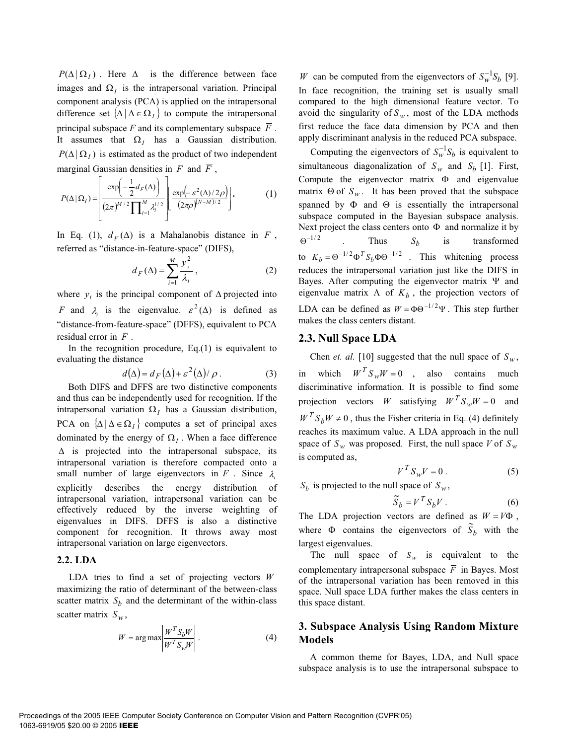$P(\Delta | \Omega_I)$. Here $\Delta$ is the difference between face images and $\Omega_I$ is the intrapersonal variation. Principal component analysis (PCA) is applied on the intrapersonal difference set $\{\Delta | \Delta \in \Omega_I\}$ to compute the intrapersonal principal subspace *F* and its complementary subspace $\overline{F}$. It assumes that $\Omega_I$ has a Gaussian distribution. $P(\Delta | \Omega_I)$ is estimated as the product of two independent marginal Gaussian densities in $F$ and $\overline{F}$,

$$P(\Delta | \Omega_I) = \left[ \frac{\exp\left( -\frac{1}{2} d_F(\Delta) \right)}{(2\pi)^{M/2} \prod_{i=1}^{M} \lambda_i^{1/2}} \right] \left[ \frac{\exp\left( -\varepsilon^2(\Delta)/2\rho \right)}{(2\pi\rho)^{(N-M)/2}} \right]. \quad (1)$$

In Eq. (1), $d_F(\Delta)$ is a Mahalanobis distance in $F$, referred as "distance-in-feature-space" (DIFS),

$$d_F(\Delta) = \sum_{i=1}^{M} \frac{y_i^2}{\lambda_i}, \quad (2)$$

where $y_i$ is the principal component of $\Delta$ projected into $F$ and $\lambda_i$ is the eigenvalue. $\varepsilon^2(\Delta)$ is defined as "distance-from-feature-space" (DFFS), equivalent to PCA residual error in $\overline{F}$.

In the recognition procedure, Eq.(1) is equivalent to evaluating the distance

$$d(\Delta) = d_F(\Delta) + \varepsilon^2(\Delta)/\rho. \quad (3)$$

Both DIFS and DFFS are two distinctive components and thus can be independently used for recognition. If the intrapersonal variation $\Omega_I$ has a Gaussian distribution, PCA on $\{\Delta | \Delta \in \Omega_I\}$ computes a set of principal axes dominated by the energy of $\Omega_I$. When a face difference $\Delta$ is projected into the intrapersonal subspace, its intrapersonal variation is therefore compacted onto a small number of large eigenvectors in $F$. Since $\lambda_i$ explicitly describes the energy distribution of intrapersonal variation, intrapersonal variation can be effectively reduced by the inverse weighting of eigenvalues in DIFS. DFFS is also a distinctive component for recognition. It throws away most intrapersonal variation on large eigenvectors.

### 2.2. LDA

LDA tries to find a set of projecting vectors $W$ maximizing the ratio of determinant of the between-class scatter matrix $S_b$ and the determinant of the within-class scatter matrix $S_w$,

$$W = \arg\max \left| \frac{W^T S_b W}{W^T S_w W} \right|. \quad (4)$$

$W$ can be computed from the eigenvectors of $S_w^{-1} S_b$ [9]. In face recognition, the training set is usually small compared to the high dimensional feature vector. To avoid the singularity of $S_w$, most of the LDA methods first reduce the face data dimension by PCA and then apply discriminant analysis in the reduced PCA subspace.

Computing the eigenvectors of $S_w^{-1} S_b$ is equivalent to simultaneous diagonalization of $S_w$ and $S_b$ [1]. First, Compute the eigenvector matrix $\Phi$ and eigenvalue matrix $\Theta$ of $S_w$. It has been proved that the subspace spanned by $\Phi$ and $\Theta$ is essentially the intrapersonal subspace computed in the Bayesian subspace analysis. Next project the class centers onto $\Phi$ and normalize it by $\Theta^{-1/2}$. Thus $S_b$ is transformed to $K_b = \Theta^{-1/2} \Phi^T S_b \Phi \Theta^{-1/2}$. This whitening process reduces the intrapersonal variation just like the DIFS in Bayes. After computing the eigenvector matrix $\Psi$ and eigenvalue matrix $\Lambda$ of $K_b$, the projection vectors of LDA can be defined as $W = \Phi \Theta^{-1/2} \Psi$. This step further makes the class centers distant.

### 2.3. Null Space LDA

Chen *et. al.* [10] suggested that the null space of $S_w$, in which $W^T S_w W = 0$, also contains much discriminative information. It is possible to find some projection vectors $W$ satisfying $W^T S_w W = 0$ and $W^T S_b W \neq 0$, thus the Fisher criteria in Eq. (4) definitely reaches its maximum value. A LDA approach in the null space of $S_w$ was proposed. First, the null space *V* of $S_w$ is computed as,

$$V^T S_w V = 0. \quad (5)$$

$S_b$ is projected to the null space of $S_w$,

$$\tilde{S}_b = V^T S_b V. \quad (6)$$

The LDA projection vectors are defined as $W = V\Phi$, where $\Phi$ contains the eigenvectors of $\tilde{S}_b$ with the largest eigenvalues.

The null space of $S_w$ is equivalent to the complementary intrapersonal subspace $\overline{F}$ in Bayes. Most of the intrapersonal variation has been removed in this space. Null space LDA further makes the class centers in this space distant.

## 3. Subspace Analysis Using Random Mixture Models

A common theme for Bayes, LDA, and Null space subspace analysis is to use the intrapersonal subspace to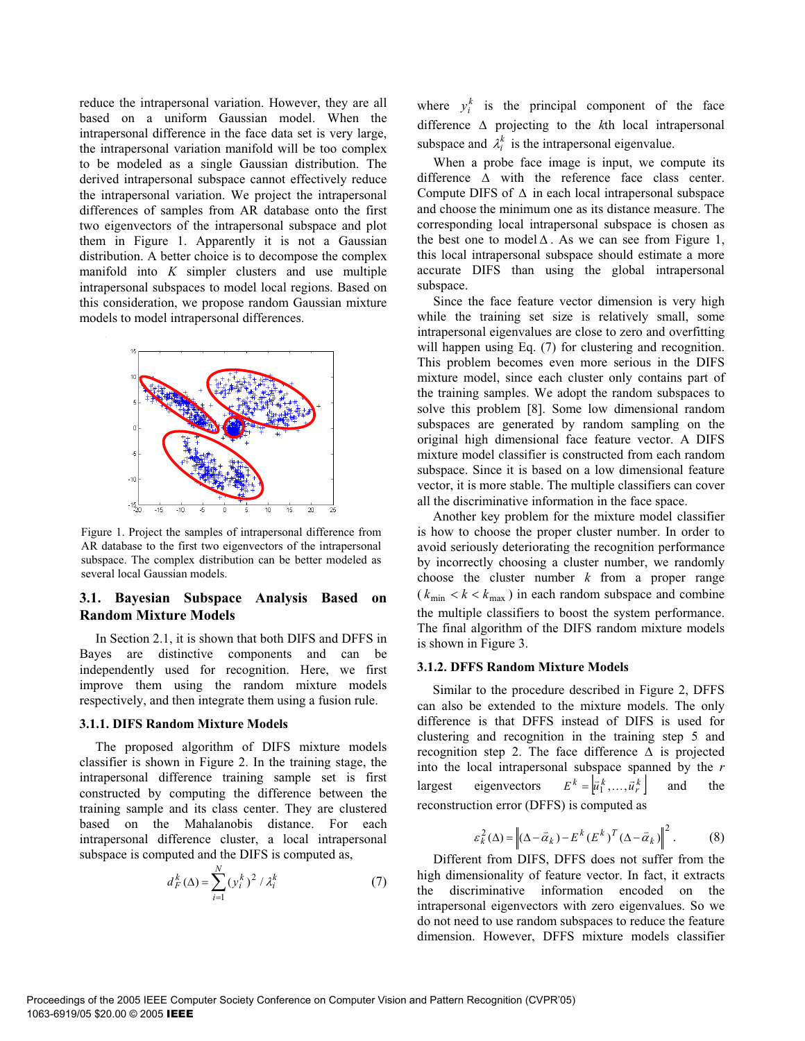reduce the intrapersonal variation. However, they are all based on a uniform Gaussian model. When the intrapersonal difference in the face data set is very large, the intrapersonal variation manifold will be too complex to be modeled as a single Gaussian distribution. The derived intrapersonal subspace cannot effectively reduce the intrapersonal variation. We project the intrapersonal differences of samples from AR database onto the first two eigenvectors of the intrapersonal subspace and plot them in Figure 1. Apparently it is not a Gaussian distribution. A better choice is to decompose the complex manifold into $K$ simpler clusters and use multiple intrapersonal subspaces to model local regions. Based on this consideration, we propose random Gaussian mixture models to model intrapersonal differences.

Figure 1. Project the samples of intrapersonal difference from AR database to the first two eigenvectors of the intrapersonal subspace. The complex distribution can be better modeled as several local Gaussian models.

### 3.1. Bayesian Subspace Analysis Based on Random Mixture Models

In Section 2.1, it is shown that both DIFS and DFFS in Bayes are distinctive components and can be independently used for recognition. Here, we first improve them using the random mixture models respectively, and then integrate them using a fusion rule.

#### 3.1.1. DIFS Random Mixture Models

The proposed algorithm of DIFS mixture models classifier is shown in Figure 2. In the training stage, the intrapersonal difference training sample set is first constructed by computing the difference between the training sample and its class center. They are clustered based on the Mahalanobis distance. For each intrapersonal difference cluster, a local intrapersonal subspace is computed and the DIFS is computed as,

$$d_F^k(\Delta) = \sum_{i=1}^{N} (y_i^k)^2 / \lambda_i^k \tag{7}$$

where $y_i^k$ is the principal component of the face difference $\Delta$ projecting to the $k$th local intrapersonal subspace and $\lambda_i^k$ is the intrapersonal eigenvalue.

When a probe face image is input, we compute its difference $\Delta$ with the reference face class center. Compute DIFS of $\Delta$ in each local intrapersonal subspace and choose the minimum one as its distance measure. The corresponding local intrapersonal subspace is chosen as the best one to model $\Delta$. As we can see from Figure 1, this local intrapersonal subspace should estimate a more accurate DIFS than using the global intrapersonal subspace.

Since the face feature vector dimension is very high while the training set size is relatively small, some intrapersonal eigenvalues are close to zero and overfitting will happen using Eq. (7) for clustering and recognition. This problem becomes even more serious in the DIFS mixture model, since each cluster only contains part of the training samples. We adopt the random subspaces to solve this problem [8]. Some low dimensional random subspaces are generated by random sampling on the original high dimensional face feature vector. A DIFS mixture model classifier is constructed from each random subspace. Since it is based on a low dimensional feature vector, it is more stable. The multiple classifiers can cover all the discriminative information in the face space.

Another key problem for the mixture model classifier is how to choose the proper cluster number. In order to avoid seriously deteriorating the recognition performance by incorrectly choosing a cluster number, we randomly choose the cluster number $k$ from a proper range ($k_{\min} < k < k_{\max}$) in each random subspace and combine the multiple classifiers to boost the system performance. The final algorithm of the DIFS random mixture models is shown in Figure 3.

#### 3.1.2. DFFS Random Mixture Models

Similar to the procedure described in Figure 2, DFFS can also be extended to the mixture models. The only difference is that DFFS instead of DIFS is used for clustering and recognition in the training step 5 and recognition step 2. The face difference $\Delta$ is projected into the local intrapersonal subspace spanned by the $r$ largest eigenvectors $E^k = \left[\vec{u}_1^k, \ldots, \vec{u}_r^k\right]$ and the reconstruction error (DFFS) is computed as

$$\varepsilon_k^2(\Delta) = \left\| (\Delta - \vec{\alpha}_k) - E^k (E^k)^T (\Delta - \vec{\alpha}_k) \right\|^2. \tag{8}$$

Different from DIFS, DFFS does not suffer from the high dimensionality of feature vector. In fact, it extracts the discriminative information encoded on the intrapersonal eigenvectors with zero eigenvalues. So we do not need to use random subspaces to reduce the feature dimension. However, DFFS mixture models classifier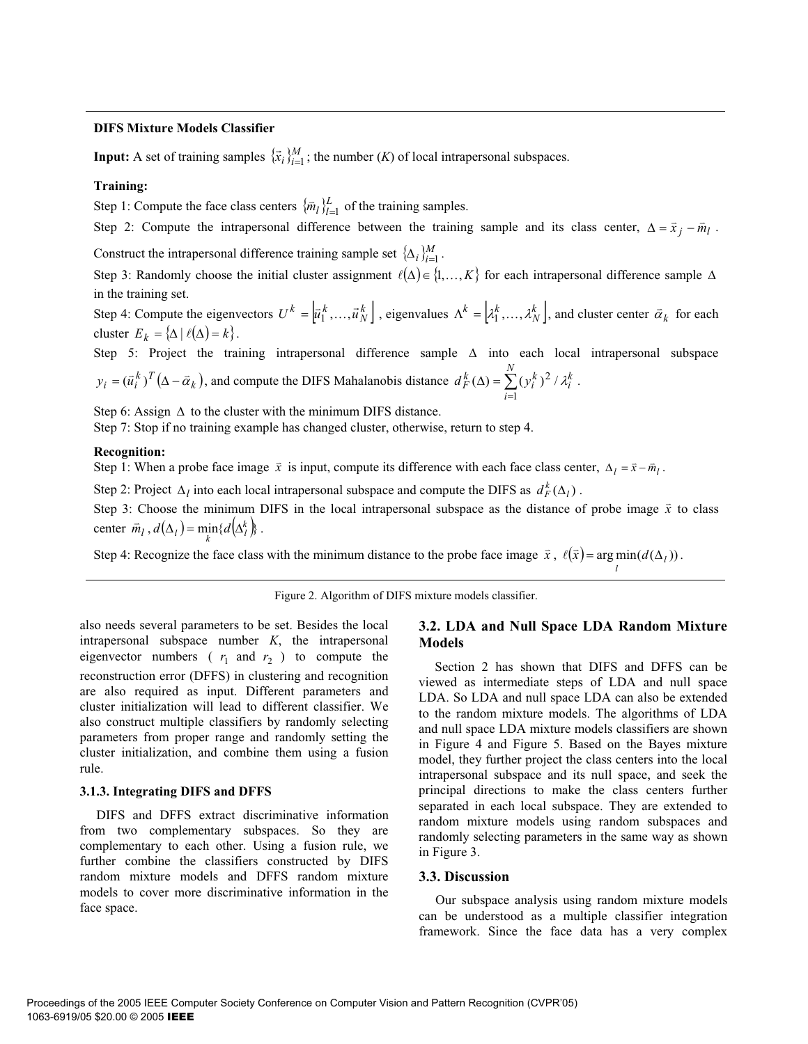**DIFS Mixture Models Classifier**

**Input:** A set of training samples $\{\vec{x}_i\}_{i=1}^{M}$; the number ($K$) of local intrapersonal subspaces.

**Training:**

Step 1: Compute the face class centers $\{\vec{m}_l\}_{l=1}^{L}$ of the training samples.

Step 2: Compute the intrapersonal difference between the training sample and its class center, $\Delta = \vec{x}_j - \vec{m}_l$. Construct the intrapersonal difference training sample set $\{\Delta_i\}_{i=1}^{M}$.

Step 3: Randomly choose the initial cluster assignment $\ell(\Delta) \in \{1, \ldots, K\}$ for each intrapersonal difference sample $\Delta$ in the training set.

Step 4: Compute the eigenvectors $U^k = \left[\vec{u}_1^k, \ldots, \vec{u}_N^k\right]$, eigenvalues $\Lambda^k = \left[\lambda_1^k, \ldots, \lambda_N^k\right]$, and cluster center $\vec{\alpha}_k$ for each cluster $E_k = \{\Delta \mid \ell(\Delta) = k\}$.

Step 5: Project the training intrapersonal difference sample $\Delta$ into each local intrapersonal subspace $y_i = (\vec{u}_i^k)^T(\Delta - \vec{\alpha}_k)$, and compute the DIFS Mahalanobis distance $d_F^k(\Delta) = \sum_{i=1}^{N}(y_i^k)^2 / \lambda_i^k$.

Step 6: Assign $\Delta$ to the cluster with the minimum DIFS distance.

Step 7: Stop if no training example has changed cluster, otherwise, return to step 4.

**Recognition:**

Step 1: When a probe face image $\vec{x}$ is input, compute its difference with each face class center, $\Delta_l = \vec{x} - \vec{m}_l$.

Step 2: Project $\Delta_l$ into each local intrapersonal subspace and compute the DIFS as $d_F^k(\Delta_l)$.

Step 3: Choose the minimum DIFS in the local intrapersonal subspace as the distance of probe image $\vec{x}$ to class center $\vec{m}_l$, $d(\Delta_l) = \min_k \{d(\Delta_l^k)\}$.

Step 4: Recognize the face class with the minimum distance to the probe face image $\vec{x}$, $\ell(\vec{x}) = \arg\min_l (d(\Delta_l))$.

Figure 2. Algorithm of DIFS mixture models classifier.

also needs several parameters to be set. Besides the local intrapersonal subspace number $K$, the intrapersonal eigenvector numbers ( $r_1$ and $r_2$ ) to compute the reconstruction error (DFFS) in clustering and recognition are also required as input. Different parameters and cluster initialization will lead to different classifier. We also construct multiple classifiers by randomly selecting parameters from proper range and randomly setting the cluster initialization, and combine them using a fusion rule.

### 3.1.3. Integrating DIFS and DFFS

DIFS and DFFS extract discriminative information from two complementary subspaces. So they are complementary to each other. Using a fusion rule, we further combine the classifiers constructed by DIFS random mixture models and DFFS random mixture models to cover more discriminative information in the face space.

## 3.2. LDA and Null Space LDA Random Mixture Models

Section 2 has shown that DIFS and DFFS can be viewed as intermediate steps of LDA and null space LDA. So LDA and null space LDA can also be extended to the random mixture models. The algorithms of LDA and null space LDA mixture models classifiers are shown in Figure 4 and Figure 5. Based on the Bayes mixture model, they further project the class centers into the local intrapersonal subspace and its null space, and seek the principal directions to make the class centers further separated in each local subspace. They are extended to random mixture models using random subspaces and randomly selecting parameters in the same way as shown in Figure 3.

## 3.3. Discussion

Our subspace analysis using random mixture models can be understood as a multiple classifier integration framework. Since the face data has a very complex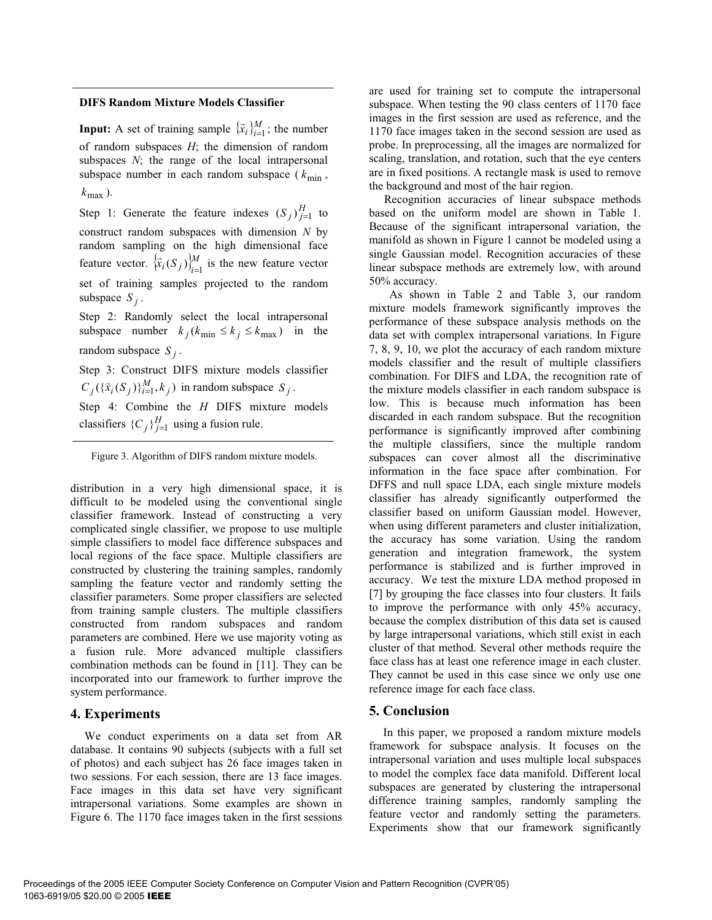**DIFS Random Mixture Models Classifier**

**Input:** A set of training sample $\{\vec{x}_i\}_{i=1}^{M}$; the number of random subspaces *H*; the dimension of random subspaces *N*; the range of the local intrapersonal subspace number in each random subspace ($k_{\min}$, $k_{\max}$).

Step 1: Generate the feature indexes $(S_j)_{j=1}^{H}$ to construct random subspaces with dimension *N* by random sampling on the high dimensional face feature vector. $\{\vec{x}_i(S_j)\}_{i=1}^{M}$ is the new feature vector set of training samples projected to the random subspace $S_j$.

Step 2: Randomly select the local intrapersonal subspace number $k_j (k_{\min} \leq k_j \leq k_{\max})$ in the random subspace $S_j$.

Step 3: Construct DIFS mixture models classifier $C_j(\{\vec{x}_i(S_j)\}_{i=1}^{M}, k_j)$ in random subspace $S_j$.

Step 4: Combine the *H* DIFS mixture models classifiers $\{C_j\}_{j=1}^{H}$ using a fusion rule.

Figure 3. Algorithm of DIFS random mixture models.

distribution in a very high dimensional space, it is difficult to be modeled using the conventional single classifier framework. Instead of constructing a very complicated single classifier, we propose to use multiple simple classifiers to model face difference subspaces and local regions of the face space. Multiple classifiers are constructed by clustering the training samples, randomly sampling the feature vector and randomly setting the classifier parameters. Some proper classifiers are selected from training sample clusters. The multiple classifiers constructed from random subspaces and random parameters are combined. Here we use majority voting as a fusion rule. More advanced multiple classifiers combination methods can be found in [11]. They can be incorporated into our framework to further improve the system performance.

## 4. Experiments

We conduct experiments on a data set from AR database. It contains 90 subjects (subjects with a full set of photos) and each subject has 26 face images taken in two sessions. For each session, there are 13 face images. Face images in this data set have very significant intrapersonal variations. Some examples are shown in Figure 6. The 1170 face images taken in the first sessions are used for training set to compute the intrapersonal subspace. When testing the 90 class centers of 1170 face images in the first session are used as reference, and the 1170 face images taken in the second session are used as probe. In preprocessing, all the images are normalized for scaling, translation, and rotation, such that the eye centers are in fixed positions. A rectangle mask is used to remove the background and most of the hair region.

Recognition accuracies of linear subspace methods based on the uniform model are shown in Table 1. Because of the significant intrapersonal variation, the manifold as shown in Figure 1 cannot be modeled using a single Gaussian model. Recognition accuracies of these linear subspace methods are extremely low, with around 50% accuracy.

As shown in Table 2 and Table 3, our random mixture models framework significantly improves the performance of these subspace analysis methods on the data set with complex intrapersonal variations. In Figure 7, 8, 9, 10, we plot the accuracy of each random mixture models classifier and the result of multiple classifiers combination. For DIFS and LDA, the recognition rate of the mixture models classifier in each random subspace is low. This is because much information has been discarded in each random subspace. But the recognition performance is significantly improved after combining the multiple classifiers, since the multiple random subspaces can cover almost all the discriminative information in the face space after combination. For DFFS and null space LDA, each single mixture models classifier has already significantly outperformed the classifier based on uniform Gaussian model. However, when using different parameters and cluster initialization, the accuracy has some variation. Using the random generation and integration framework, the system performance is stabilized and is further improved in accuracy. We test the mixture LDA method proposed in [7] by grouping the face classes into four clusters. It fails to improve the performance with only 45% accuracy, because the complex distribution of this data set is caused by large intrapersonal variations, which still exist in each cluster of that method. Several other methods require the face class has at least one reference image in each cluster. They cannot be used in this case since we only use one reference image for each face class.

## 5. Conclusion

In this paper, we proposed a random mixture models framework for subspace analysis. It focuses on the intrapersonal variation and uses multiple local subspaces to model the complex face data manifold. Different local subspaces are generated by clustering the intrapersonal difference training samples, randomly sampling the feature vector and randomly setting the parameters. Experiments show that our framework significantly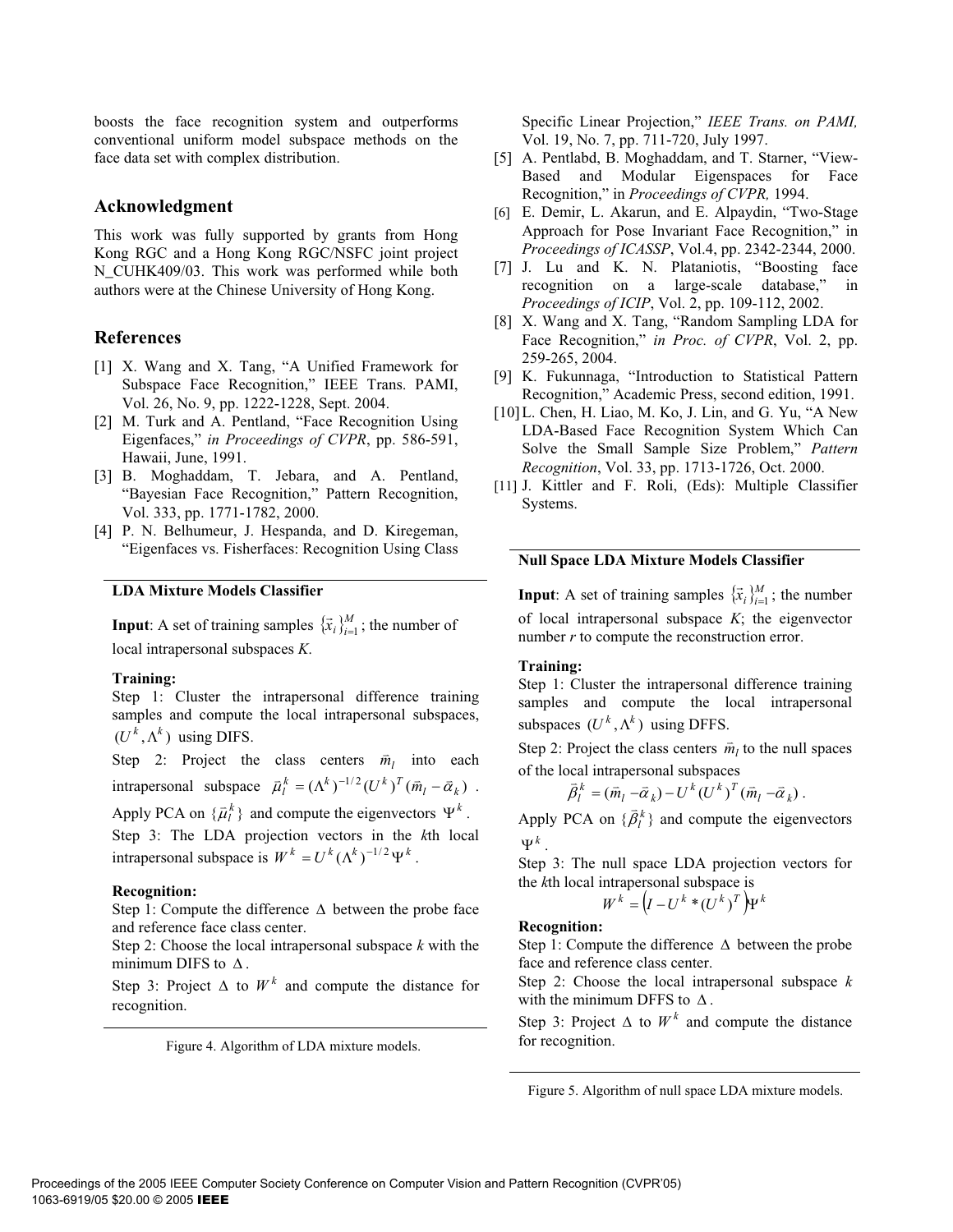boosts the face recognition system and outperforms conventional uniform model subspace methods on the face data set with complex distribution.

## Acknowledgment

This work was fully supported by grants from Hong Kong RGC and a Hong Kong RGC/NSFC joint project N_CUHK409/03. This work was performed while both authors were at the Chinese University of Hong Kong.

## References

[1] X. Wang and X. Tang, "A Unified Framework for Subspace Face Recognition," IEEE Trans. PAMI, Vol. 26, No. 9, pp. 1222-1228, Sept. 2004.

[2] M. Turk and A. Pentland, "Face Recognition Using Eigenfaces," *in Proceedings of CVPR*, pp. 586-591, Hawaii, June, 1991.

[3] B. Moghaddam, T. Jebara, and A. Pentland, "Bayesian Face Recognition," Pattern Recognition, Vol. 333, pp. 1771-1782, 2000.

[4] P. N. Belhumeur, J. Hespanda, and D. Kiregeman, "Eigenfaces vs. Fisherfaces: Recognition Using Class Specific Linear Projection," *IEEE Trans. on PAMI,* Vol. 19, No. 7, pp. 711-720, July 1997.

[5] A. Pentlabd, B. Moghaddam, and T. Starner, "View-Based and Modular Eigenspaces for Face Recognition," in *Proceedings of CVPR,* 1994.

[6] E. Demir, L. Akarun, and E. Alpaydin, "Two-Stage Approach for Pose Invariant Face Recognition," in *Proceedings of ICASSP*, Vol.4, pp. 2342-2344, 2000.

[7] J. Lu and K. N. Plataniotis, "Boosting face recognition on a large-scale database," in *Proceedings of ICIP*, Vol. 2, pp. 109-112, 2002.

[8] X. Wang and X. Tang, "Random Sampling LDA for Face Recognition," *in Proc. of CVPR*, Vol. 2, pp. 259-265, 2004.

[9] K. Fukunnaga, "Introduction to Statistical Pattern Recognition," Academic Press, second edition, 1991.

[10] L. Chen, H. Liao, M. Ko, J. Lin, and G. Yu, "A New LDA-Based Face Recognition System Which Can Solve the Small Sample Size Problem," *Pattern Recognition*, Vol. 33, pp. 1713-1726, Oct. 2000.

[11] J. Kittler and F. Roli, (Eds): Multiple Classifier Systems.

---

**LDA Mixture Models Classifier**

**Input**: A set of training samples $\{\vec{x}_i\}_{i=1}^{M}$; the number of local intrapersonal subspaces $K$.

**Training:**

Step 1: Cluster the intrapersonal difference training samples and compute the local intrapersonal subspaces, $(U^k, \Lambda^k)$ using DIFS.

Step 2: Project the class centers $\vec{m}_l$ into each intrapersonal subspace $\vec{\mu}_l^k = (\Lambda^k)^{-1/2}(U^k)^T(\vec{m}_l - \vec{\alpha}_k)$. Apply PCA on $\{\vec{\mu}_l^k\}$ and compute the eigenvectors $\Psi^k$.

Step 3: The LDA projection vectors in the $k$th local intrapersonal subspace is $W^k = U^k(\Lambda^k)^{-1/2}\Psi^k$.

**Recognition:**

Step 1: Compute the difference $\Delta$ between the probe face and reference face class center.

Step 2: Choose the local intrapersonal subspace $k$ with the minimum DIFS to $\Delta$.

Step 3: Project $\Delta$ to $W^k$ and compute the distance for recognition.

---

Figure 4. Algorithm of LDA mixture models.

---

**Null Space LDA Mixture Models Classifier**

**Input**: A set of training samples $\{\vec{x}_i\}_{i=1}^{M}$; the number of local intrapersonal subspace $K$; the eigenvector number $r$ to compute the reconstruction error.

**Training:**

Step 1: Cluster the intrapersonal difference training samples and compute the local intrapersonal subspaces $(U^k, \Lambda^k)$ using DFFS.

Step 2: Project the class centers $\vec{m}_l$ to the null spaces of the local intrapersonal subspaces

$$\vec{\beta}_l^k = (\vec{m}_l - \vec{\alpha}_k) - U^k(U^k)^T(\vec{m}_l - \vec{\alpha}_k).$$

Apply PCA on $\{\vec{\beta}_l^k\}$ and compute the eigenvectors $\Psi^k$.

Step 3: The null space LDA projection vectors for the $k$th local intrapersonal subspace is

$$W^k = \left(I - U^k * (U^k)^T\right)\Psi^k$$

**Recognition:**

Step 1: Compute the difference $\Delta$ between the probe face and reference class center.

Step 2: Choose the local intrapersonal subspace $k$ with the minimum DFFS to $\Delta$.

Step 3: Project $\Delta$ to $W^k$ and compute the distance for recognition.

---

Figure 5. Algorithm of null space LDA mixture models.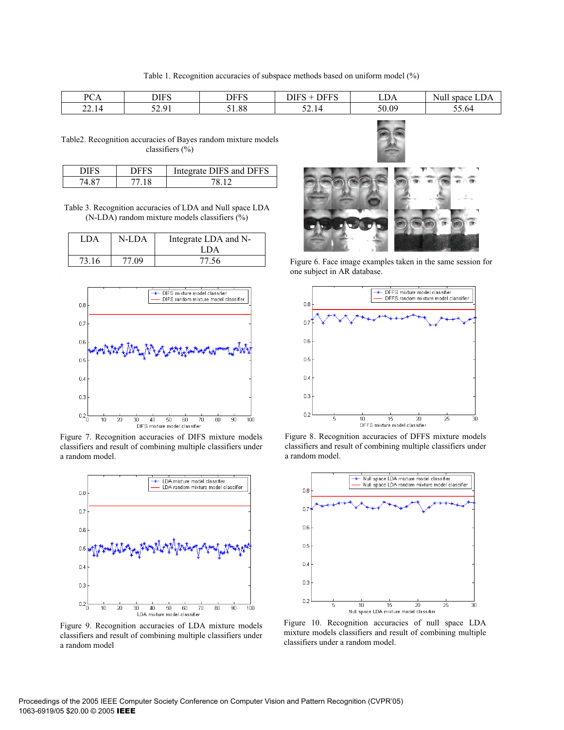Table 1. Recognition accuracies of subspace methods based on uniform model (%)

| PCA | DIFS | DFFS | DIFS + DFFS | LDA | Null space LDA |
|---|---|---|---|---|---|
| 22.14 | 52.91 | 51.88 | 52.14 | 50.09 | 55.64 |

Table2. Recognition accuracies of Bayes random mixture models classifiers (%)

| DIFS | DFFS | Integrate DIFS and DFFS |
|---|---|---|
| 74.87 | 77.18 | 78.12 |

Table 3. Recognition accuracies of LDA and Null space LDA (N-LDA) random mixture models classifiers (%)

| LDA | N-LDA | Integrate LDA and N-LDA |
|---|---|---|
| 73.16 | 77.09 | 77.56 |

Figure 6. Face image examples taken in the same session for one subject in AR database.

DIFS mixture model classifier
DIFS random mixture model classifier
0.8
0.7
0.6
0.5
0.4
0.3
0.2
0 10 20 30 40 50 60 70 80 90 100
DIFS mixture model classifier

Figure 7. Recognition accuracies of DIFS mixture models classifiers and result of combining multiple classifiers under a random model.

DFFS mixture model classifier
DFFS random mixture model classifier
0.8
0.7
0.6
0.5
0.4
0.3
0.2
5 10 15 20 25 30
DFFS mixture model classifier

Figure 8. Recognition accuracies of DFFS mixture models classifiers and result of combining multiple classifiers under a random model.

LDA mixture model classifier
LDA random mixture model classifier
0.8
0.7
0.6
0.5
0.4
0.3
0.2
0 10 20 30 40 50 60 70 80 90 100
LDA mixture model classifier

Figure 9. Recognition accuracies of LDA mixture models classifiers and result of combining multiple classifiers under a random model

Null space LDA mixture model classifier
Null space LDA random mixture model classifier
0.8
0.7
0.6
0.5
0.4
0.3
0.2
5 10 15 20 25 30
Null space LDA mixture model classifier

Figure 10. Recognition accuracies of null space LDA mixture models classifiers and result of combining multiple classifiers under a random model.